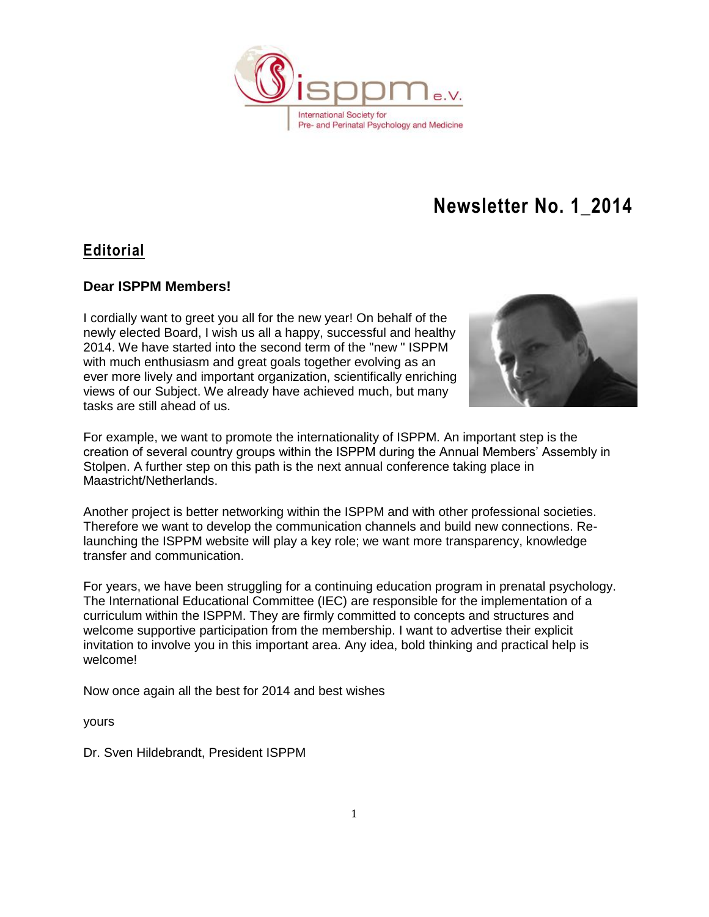# Newsletter No. 1_2014

## Editorial

**Dear ISPPM Members!**

I cordially want to greet you all for the new year! On behalf of the newly elected Board, I wish us all a happy, successful and healthy 2014. We have started into the second term of the "new " ISPPM with much enthusiasm and great goals together evolving as an ever more lively and important organization, scientifically enriching views of our Subject. We already have achieved much, but many tasks are still ahead of us.

For example, we want to promote the internationality of ISPPM. An important step is the creation of several country groups within the ISPPM during the Annual Members' Assembly in Stolpen. A further step on this path is the next annual conference taking place in Maastricht/Netherlands.

Another project is better networking within the ISPPM and with other professional societies. Therefore we want to develop the communication channels and build new connections. Re-launching the ISPPM website will play a key role; we want more transparency, knowledge transfer and communication.

For years, we have been struggling for a continuing education program in prenatal psychology. The International Educational Committee (IEC) are responsible for the implementation of a curriculum within the ISPPM. They are firmly committed to concepts and structures and welcome supportive participation from the membership. I want to advertise their explicit invitation to involve you in this important area. Any idea, bold thinking and practical help is welcome!

Now once again all the best for 2014 and best wishes

yours

Dr. Sven Hildebrandt, President ISPPM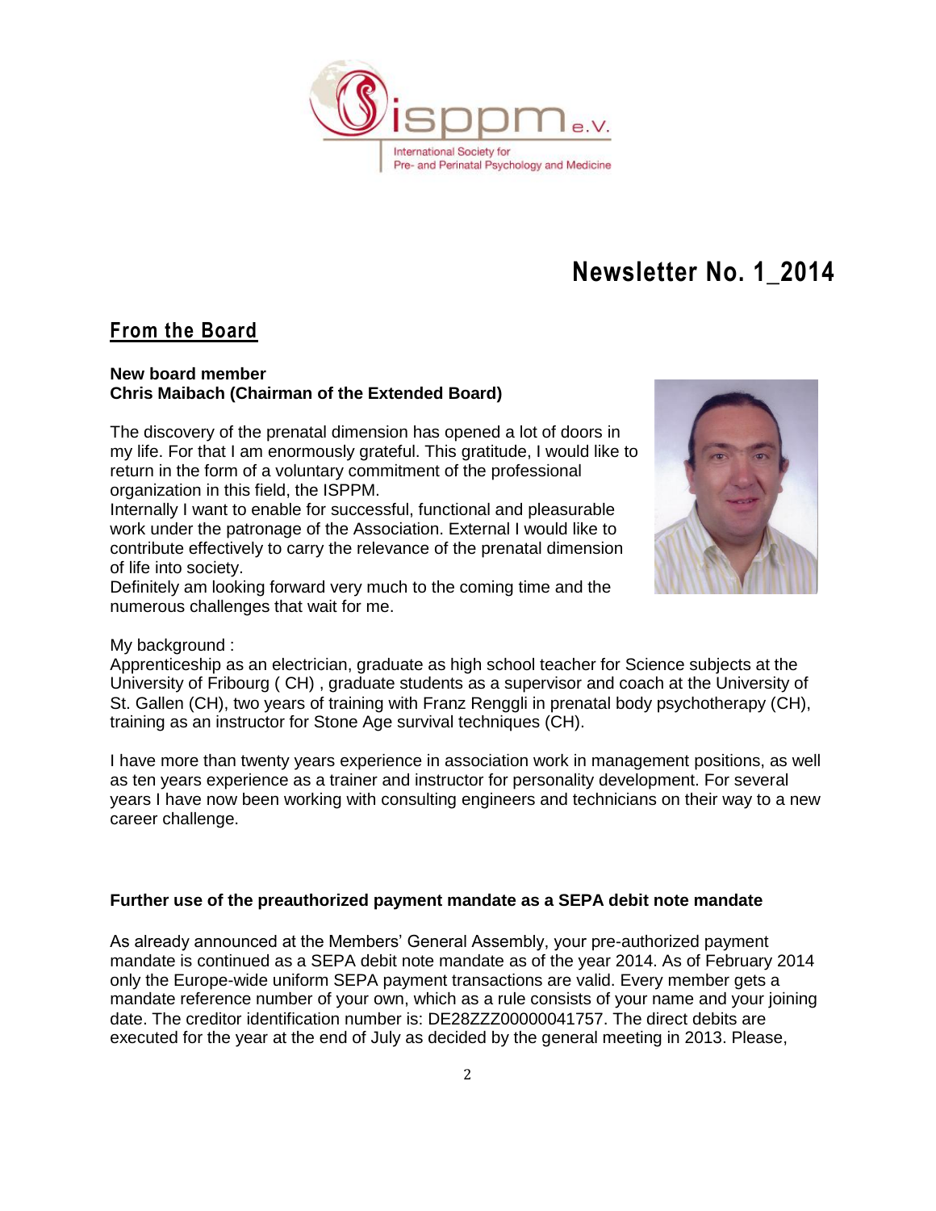# Newsletter No. 1_2014

## From the Board

**New board member**
**Chris Maibach (Chairman of the Extended Board)**

The discovery of the prenatal dimension has opened a lot of doors in my life. For that I am enormously grateful. This gratitude, I would like to return in the form of a voluntary commitment of the professional organization in this field, the ISPPM.
Internally I want to enable for successful, functional and pleasurable work under the patronage of the Association. External I would like to contribute effectively to carry the relevance of the prenatal dimension of life into society.
Definitely am looking forward very much to the coming time and the numerous challenges that wait for me.

My background :
Apprenticeship as an electrician, graduate as high school teacher for Science subjects at the University of Fribourg ( CH) , graduate students as a supervisor and coach at the University of St. Gallen (CH), two years of training with Franz Renggli in prenatal body psychotherapy (CH), training as an instructor for Stone Age survival techniques (CH).

I have more than twenty years experience in association work in management positions, as well as ten years experience as a trainer and instructor for personality development. For several years I have now been working with consulting engineers and technicians on their way to a new career challenge.

**Further use of the preauthorized payment mandate as a SEPA debit note mandate**

As already announced at the Members' General Assembly, your pre-authorized payment mandate is continued as a SEPA debit note mandate as of the year 2014. As of February 2014 only the Europe-wide uniform SEPA payment transactions are valid. Every member gets a mandate reference number of your own, which as a rule consists of your name and your joining date. The creditor identification number is: DE28ZZZ00000041757. The direct debits are executed for the year at the end of July as decided by the general meeting in 2013. Please,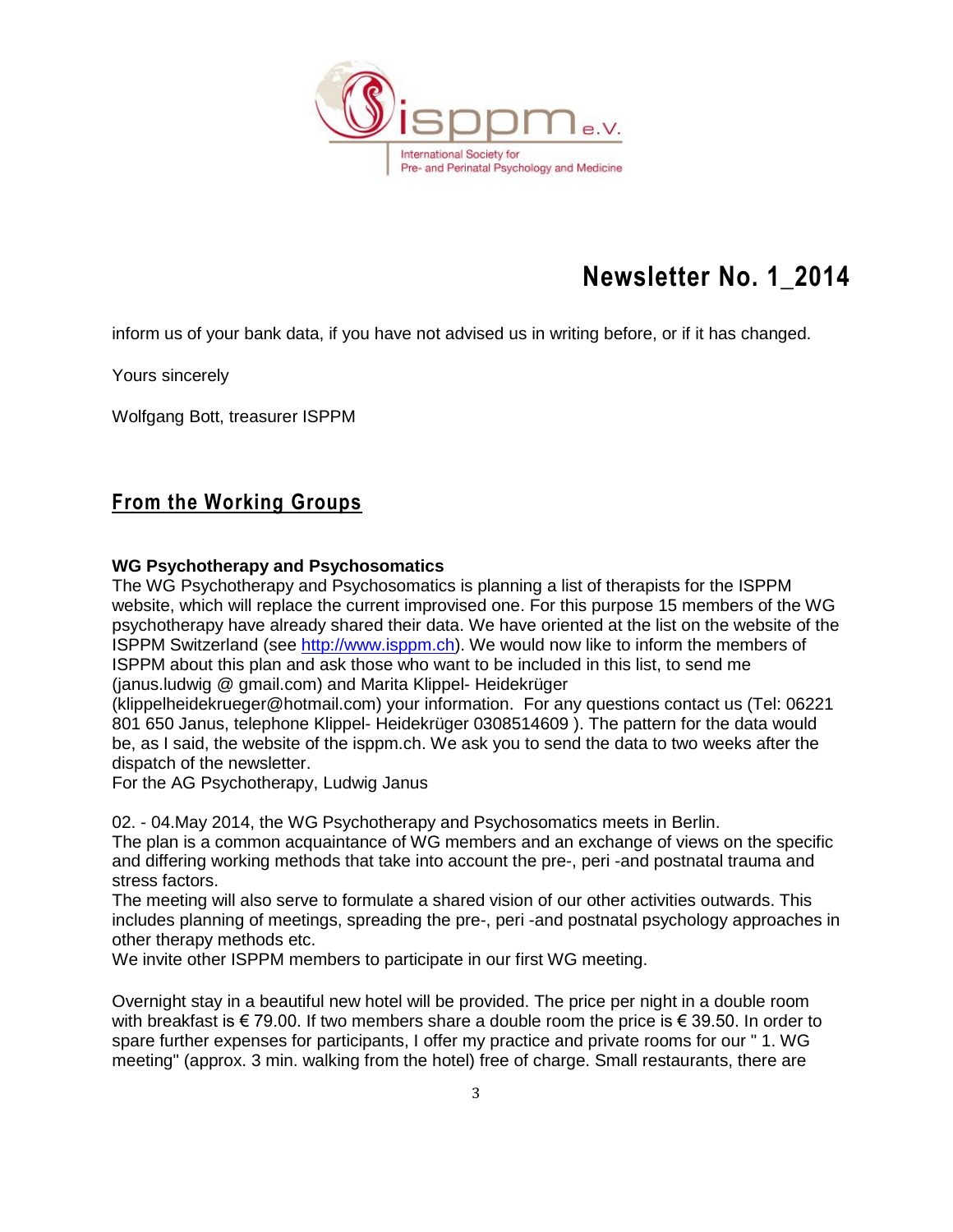inform us of your bank data, if you have not advised us in writing before, or if it has changed.

Yours sincerely

Wolfgang Bott, treasurer ISPPM

## From the Working Groups

### WG Psychotherapy and Psychosomatics

The WG Psychotherapy and Psychosomatics is planning a list of therapists for the ISPPM website, which will replace the current improvised one. For this purpose 15 members of the WG psychotherapy have already shared their data. We have oriented at the list on the website of the ISPPM Switzerland (see http://www.isppm.ch). We would now like to inform the members of ISPPM about this plan and ask those who want to be included in this list, to send me (janus.ludwig @ gmail.com) and Marita Klippel- Heidekrüger (klippelheidekrueger@hotmail.com) your information. For any questions contact us (Tel: 06221 801 650 Janus, telephone Klippel- Heidekrüger 0308514609 ). The pattern for the data would be, as I said, the website of the isppm.ch. We ask you to send the data to two weeks after the dispatch of the newsletter.
For the AG Psychotherapy, Ludwig Janus

02. - 04.May 2014, the WG Psychotherapy and Psychosomatics meets in Berlin.
The plan is a common acquaintance of WG members and an exchange of views on the specific and differing working methods that take into account the pre-, peri -and postnatal trauma and stress factors.
The meeting will also serve to formulate a shared vision of our other activities outwards. This includes planning of meetings, spreading the pre-, peri -and postnatal psychology approaches in other therapy methods etc.
We invite other ISPPM members to participate in our first WG meeting.

Overnight stay in a beautiful new hotel will be provided. The price per night in a double room with breakfast is € 79.00. If two members share a double room the price is € 39.50. In order to spare further expenses for participants, I offer my practice and private rooms for our " 1. WG meeting" (approx. 3 min. walking from the hotel) free of charge. Small restaurants, there are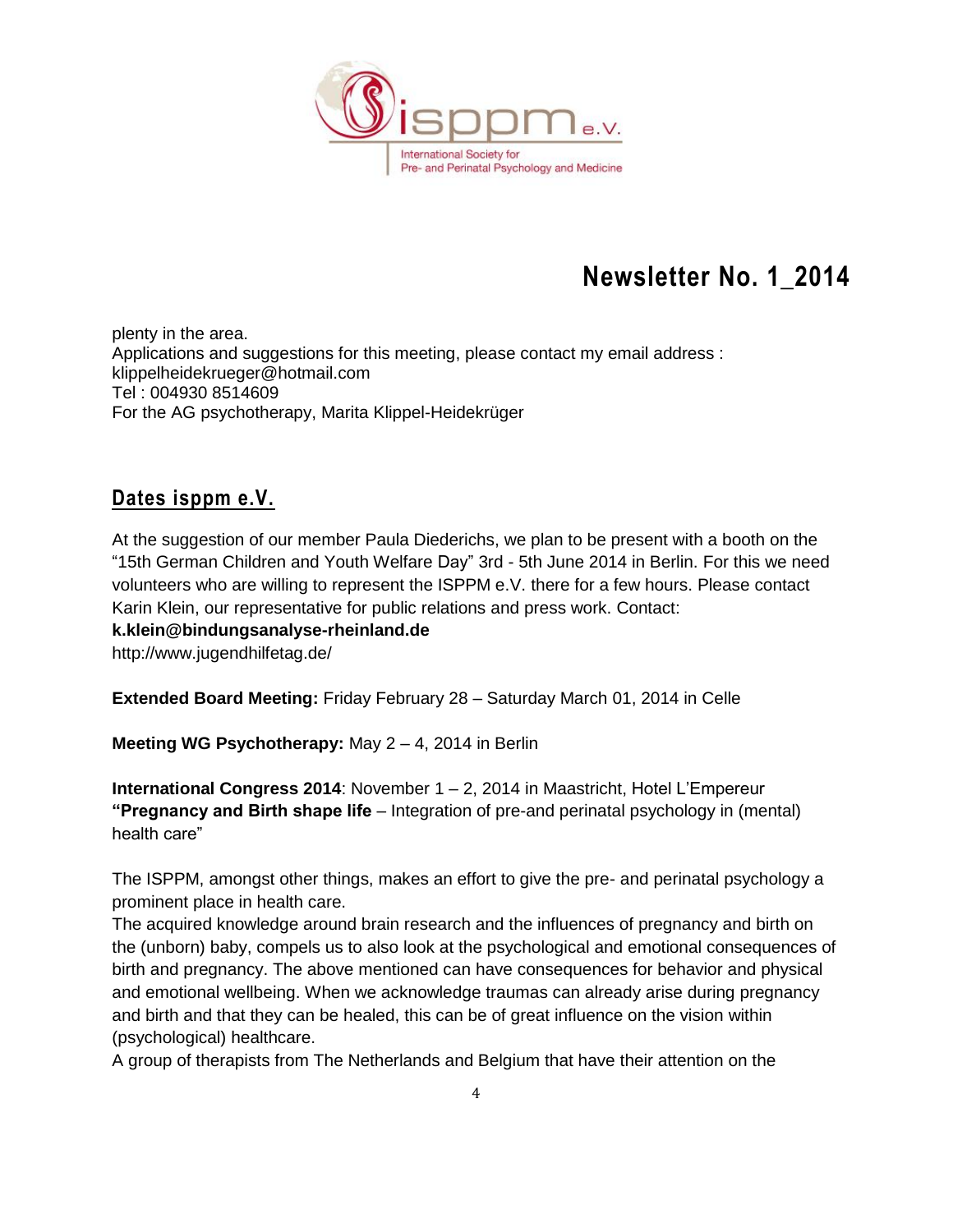plenty in the area.
Applications and suggestions for this meeting, please contact my email address : klippelheidekrueger@hotmail.com
Tel : 004930 8514609
For the AG psychotherapy, Marita Klippel-Heidekrüger

## Dates isppm e.V.

At the suggestion of our member Paula Diederichs, we plan to be present with a booth on the "15th German Children and Youth Welfare Day" 3rd - 5th June 2014 in Berlin. For this we need volunteers who are willing to represent the ISPPM e.V. there for a few hours. Please contact Karin Klein, our representative for public relations and press work. Contact:
**k.klein@bindungsanalyse-rheinland.de**
http://www.jugendhilfetag.de/

**Extended Board Meeting:** Friday February 28 – Saturday March 01, 2014 in Celle

**Meeting WG Psychotherapy:** May 2 – 4, 2014 in Berlin

**International Congress 2014**: November 1 – 2, 2014 in Maastricht, Hotel L'Empereur
**"Pregnancy and Birth shape life** – Integration of pre-and perinatal psychology in (mental) health care"

The ISPPM, amongst other things, makes an effort to give the pre- and perinatal psychology a prominent place in health care.
The acquired knowledge around brain research and the influences of pregnancy and birth on the (unborn) baby, compels us to also look at the psychological and emotional consequences of birth and pregnancy. The above mentioned can have consequences for behavior and physical and emotional wellbeing. When we acknowledge traumas can already arise during pregnancy and birth and that they can be healed, this can be of great influence on the vision within (psychological) healthcare.
A group of therapists from The Netherlands and Belgium that have their attention on the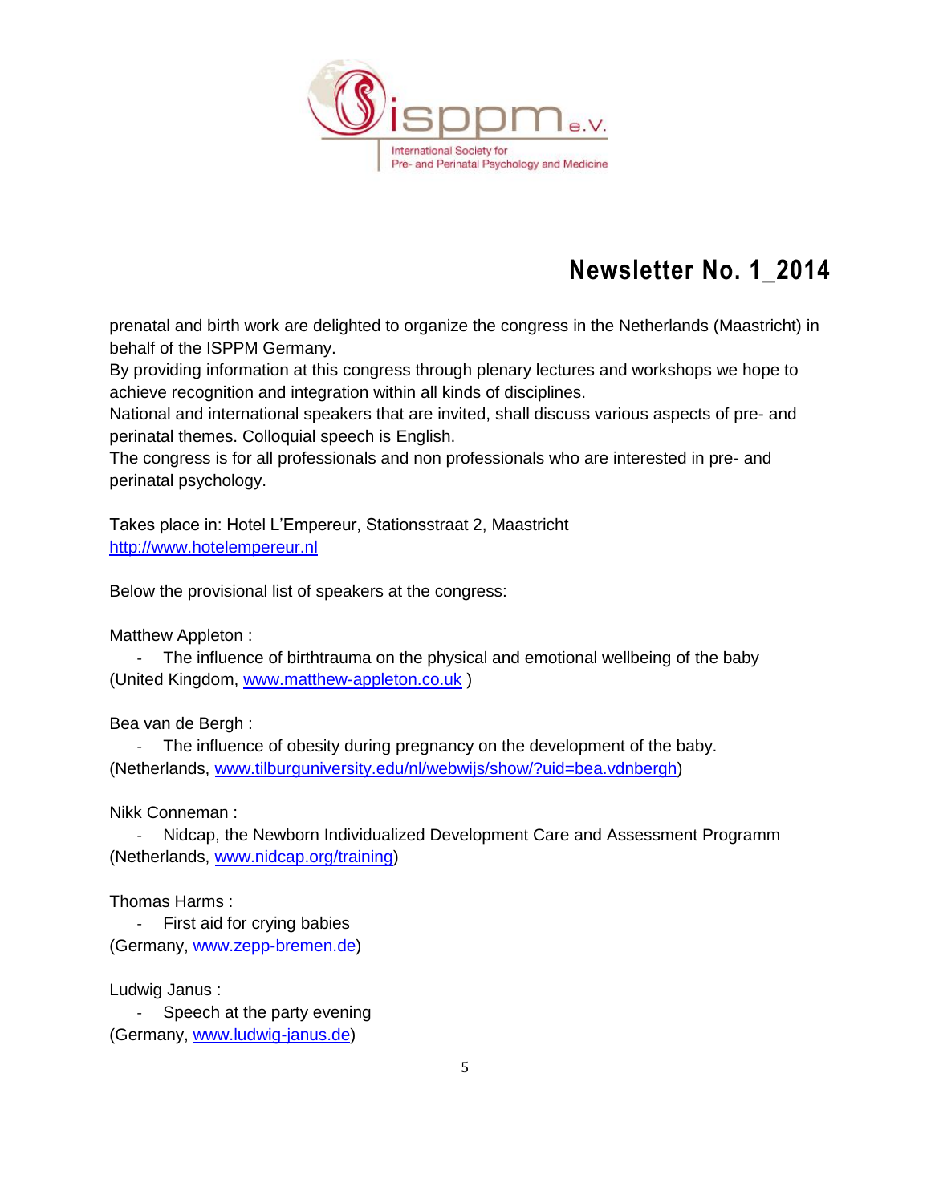prenatal and birth work are delighted to organize the congress in the Netherlands (Maastricht) in behalf of the ISPPM Germany.
By providing information at this congress through plenary lectures and workshops we hope to achieve recognition and integration within all kinds of disciplines.
National and international speakers that are invited, shall discuss various aspects of pre- and perinatal themes. Colloquial speech is English.
The congress is for all professionals and non professionals who are interested in pre- and perinatal psychology.

Takes place in: Hotel L'Empereur, Stationsstraat 2, Maastricht
http://www.hotelempereur.nl

Below the provisional list of speakers at the congress:

Matthew Appleton :
- The influence of birthtrauma on the physical and emotional wellbeing of the baby

(United Kingdom, www.matthew-appleton.co.uk )

Bea van de Bergh :
- The influence of obesity during pregnancy on the development of the baby.

(Netherlands, www.tilburguniversity.edu/nl/webwijs/show/?uid=bea.vdnbergh)

Nikk Conneman :
- Nidcap, the Newborn Individualized Development Care and Assessment Programm

(Netherlands, www.nidcap.org/training)

Thomas Harms :
- First aid for crying babies

(Germany, www.zepp-bremen.de)

Ludwig Janus :
- Speech at the party evening

(Germany, www.ludwig-janus.de)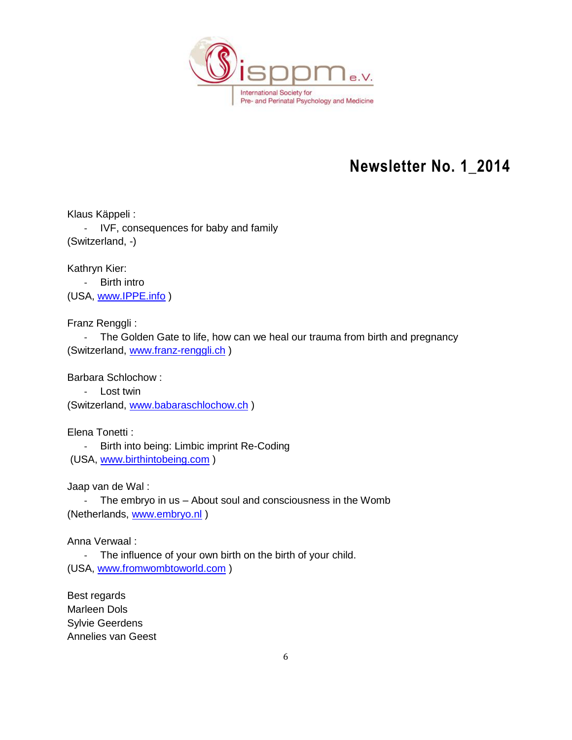# Newsletter No. 1_2014

Klaus Käppeli :

- IVF, consequences for baby and family

(Switzerland, -)

Kathryn Kier:

- Birth intro

(USA, www.IPPE.info )

Franz Renggli :

- The Golden Gate to life, how can we heal our trauma from birth and pregnancy

(Switzerland, www.franz-renggli.ch )

Barbara Schlochow :

- Lost twin

(Switzerland, www.babaraschlochow.ch )

Elena Tonetti :

- Birth into being: Limbic imprint Re-Coding

(USA, www.birthintobeing.com )

Jaap van de Wal :

- The embryo in us – About soul and consciousness in the Womb

(Netherlands, www.embryo.nl )

Anna Verwaal :

- The influence of your own birth on the birth of your child.

(USA, www.fromwombtoworld.com )

Best regards
Marleen Dols
Sylvie Geerdens
Annelies van Geest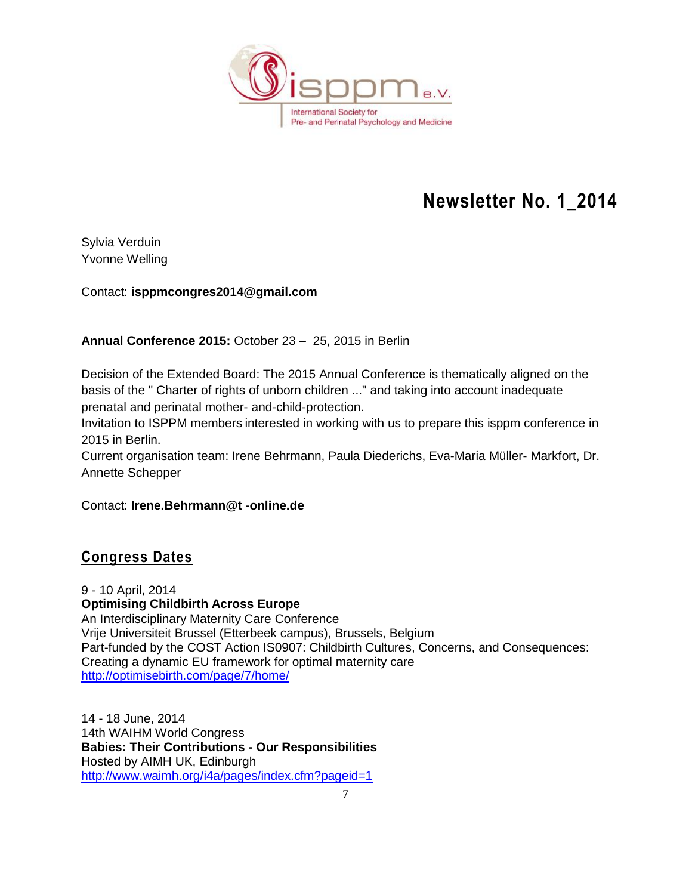# Newsletter No. 1_2014

Sylvia Verduin
Yvonne Welling

Contact: **isppmcongres2014@gmail.com**

**Annual Conference 2015:** October 23 – 25, 2015 in Berlin

Decision of the Extended Board: The 2015 Annual Conference is thematically aligned on the basis of the " Charter of rights of unborn children ..." and taking into account inadequate prenatal and perinatal mother- and-child-protection.
Invitation to ISPPM members interested in working with us to prepare this isppm conference in 2015 in Berlin.
Current organisation team: Irene Behrmann, Paula Diederichs, Eva-Maria Müller- Markfort, Dr. Annette Schepper

Contact: **Irene.Behrmann@t -online.de**

## Congress Dates

9 - 10 April, 2014
**Optimising Childbirth Across Europe**
An Interdisciplinary Maternity Care Conference
Vrije Universiteit Brussel (Etterbeek campus), Brussels, Belgium
Part-funded by the COST Action IS0907: Childbirth Cultures, Concerns, and Consequences: Creating a dynamic EU framework for optimal maternity care
http://optimisebirth.com/page/7/home/

14 - 18 June, 2014
14th WAIHM World Congress
**Babies: Their Contributions - Our Responsibilities**
Hosted by AIMH UK, Edinburgh
http://www.waimh.org/i4a/pages/index.cfm?pageid=1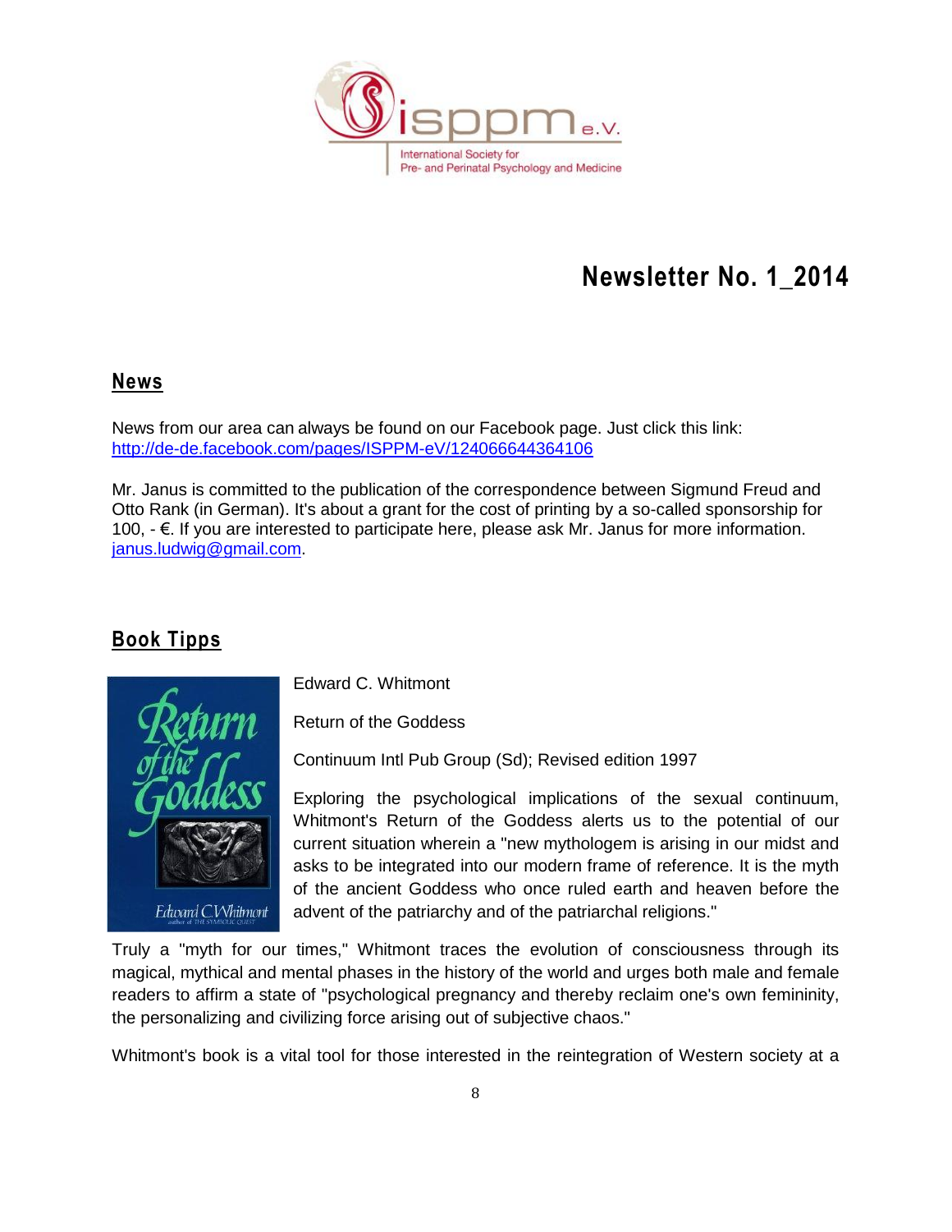# Newsletter No. 1_2014

## News

News from our area can always be found on our Facebook page. Just click this link:
http://de-de.facebook.com/pages/ISPPM-eV/124066644364106

Mr. Janus is committed to the publication of the correspondence between Sigmund Freud and Otto Rank (in German). It's about a grant for the cost of printing by a so-called sponsorship for 100, - €. If you are interested to participate here, please ask Mr. Janus for more information. janus.ludwig@gmail.com.

## Book Tipps

Edward C. Whitmont

Return of the Goddess

Continuum Intl Pub Group (Sd); Revised edition 1997

Exploring the psychological implications of the sexual continuum, Whitmont's Return of the Goddess alerts us to the potential of our current situation wherein a "new mythologem is arising in our midst and asks to be integrated into our modern frame of reference. It is the myth of the ancient Goddess who once ruled earth and heaven before the advent of the patriarchy and of the patriarchal religions."

Truly a "myth for our times," Whitmont traces the evolution of consciousness through its magical, mythical and mental phases in the history of the world and urges both male and female readers to affirm a state of "psychological pregnancy and thereby reclaim one's own femininity, the personalizing and civilizing force arising out of subjective chaos."

Whitmont's book is a vital tool for those interested in the reintegration of Western society at a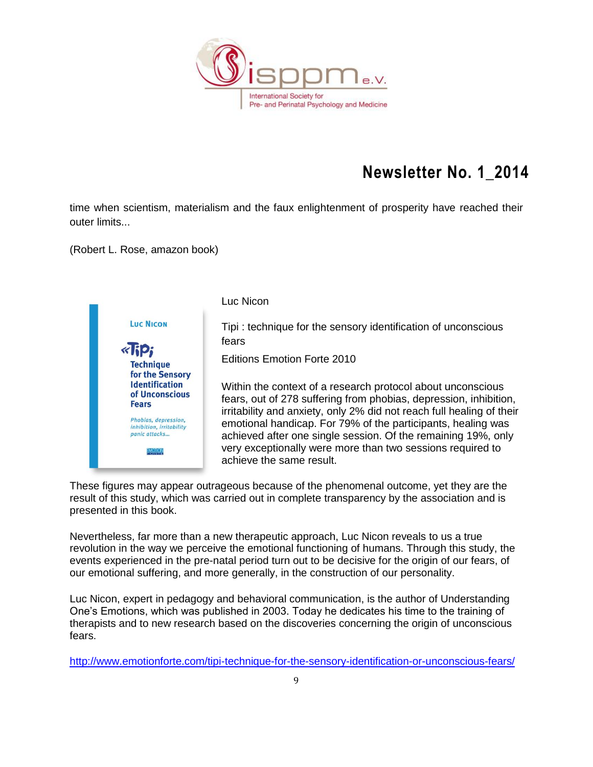time when scientism, materialism and the faux enlightenment of prosperity have reached their outer limits...

(Robert L. Rose, amazon book)

Luc Nicon

Tipi : technique for the sensory identification of unconscious fears

Editions Emotion Forte 2010

Within the context of a research protocol about unconscious fears, out of 278 suffering from phobias, depression, inhibition, irritability and anxiety, only 2% did not reach full healing of their emotional handicap. For 79% of the participants, healing was achieved after one single session. Of the remaining 19%, only very exceptionally were more than two sessions required to achieve the same result.

These figures may appear outrageous because of the phenomenal outcome, yet they are the result of this study, which was carried out in complete transparency by the association and is presented in this book.

Nevertheless, far more than a new therapeutic approach, Luc Nicon reveals to us a true revolution in the way we perceive the emotional functioning of humans. Through this study, the events experienced in the pre-natal period turn out to be decisive for the origin of our fears, of our emotional suffering, and more generally, in the construction of our personality.

Luc Nicon, expert in pedagogy and behavioral communication, is the author of Understanding One's Emotions, which was published in 2003. Today he dedicates his time to the training of therapists and to new research based on the discoveries concerning the origin of unconscious fears.

http://www.emotionforte.com/tipi-technique-for-the-sensory-identification-or-unconscious-fears/